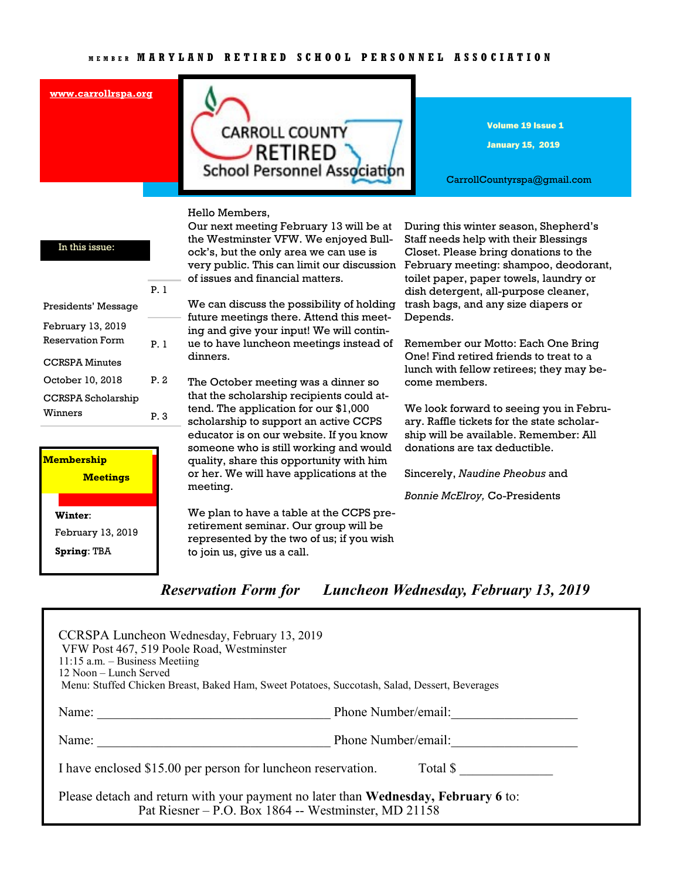MEMBER MARYLAND RETIRED SCHOOL PERSONNEL ASSOCIATION

www.carrollrspa.org

# CARROLL COUNTY RETIRED School Personnel Association

Volume 19 Issue 1

January 15, 2019

CarrollCountyrspa@gmail.com

**In this issue:**

| | |
|---|---|
| Presidents' Message | P. 1 |
| February 13, 2019 Reservation Form | P. 1 |
| CCRSPA Minutes October 10, 2018 | P. 2 |
| CCRSPA Scholarship Winners | P. 3 |

**Membership Meetings**

**Winter**: February 13, 2019

**Spring**: TBA

Hello Members,

Our next meeting February 13 will be at the Westminster VFW. We enjoyed Bullock's, but the only area we can use is very public. This can limit our discussion of issues and financial matters.

We can discuss the possibility of holding future meetings there. Attend this meeting and give your input! We will continue to have luncheon meetings instead of dinners.

The October meeting was a dinner so that the scholarship recipients could attend. The application for our $1,000 scholarship to support an active CCPS educator is on our website. If you know someone who is still working and would quality, share this opportunity with him or her. We will have applications at the meeting.

We plan to have a table at the CCPS pre-retirement seminar. Our group will be represented by the two of us; if you wish to join us, give us a call.

During this winter season, Shepherd's Staff needs help with their Blessings Closet. Please bring donations to the February meeting: shampoo, deodorant, toilet paper, paper towels, laundry or dish detergent, all-purpose cleaner, trash bags, and any size diapers or Depends.

Remember our Motto: Each One Bring One! Find retired friends to treat to a lunch with fellow retirees; they may become members.

We look forward to seeing you in February. Raffle tickets for the state scholarship will be available. Remember: All donations are tax deductible.

Sincerely, *Naudine Pheobus* and

*Bonnie McElroy,* Co-Presidents

## *Reservation Form for Luncheon Wednesday, February 13, 2019*

CCRSPA Luncheon Wednesday, February 13, 2019
VFW Post 467, 519 Poole Road, Westminster
11:15 a.m. – Business Meetiing
12 Noon – Lunch Served
Menu: Stuffed Chicken Breast, Baked Ham, Sweet Potatoes, Succotash, Salad, Dessert, Beverages

Name: ___________________________________ Phone Number/email:__________________

Name: ___________________________________ Phone Number/email:__________________

I have enclosed $15.00 per person for luncheon reservation. Total $ _____________

Please detach and return with your payment no later than **Wednesday, February 6** to:
Pat Riesner – P.O. Box 1864 -- Westminster, MD 21158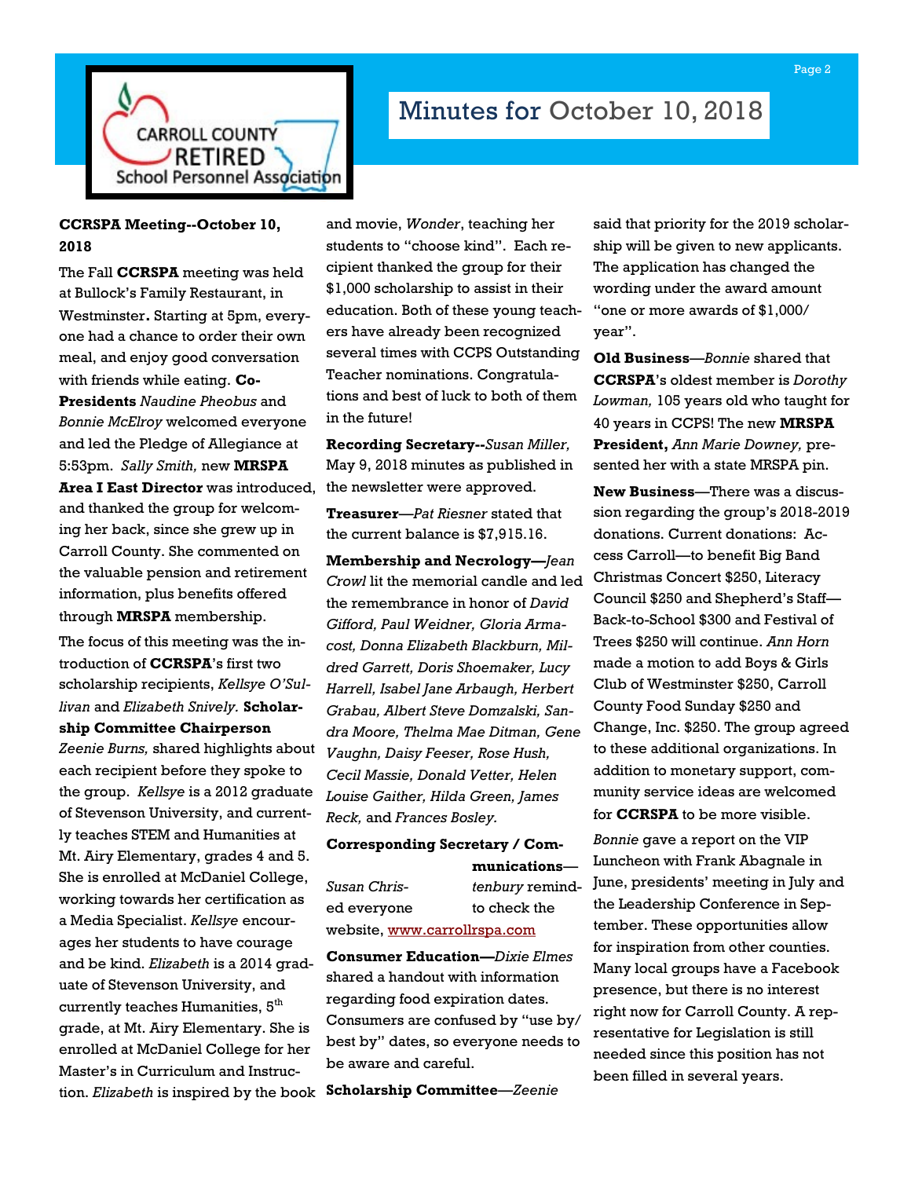# Minutes for October 10, 2018

**CCRSPA Meeting--October 10, 2018**

The Fall **CCRSPA** meeting was held at Bullock's Family Restaurant, in Westminster**.** Starting at 5pm, everyone had a chance to order their own meal, and enjoy good conversation with friends while eating. **Co-Presidents** *Naudine Pheobus* and *Bonnie McElroy* welcomed everyone and led the Pledge of Allegiance at 5:53pm. *Sally Smith,* new **MRSPA Area I East Director** was introduced, and thanked the group for welcoming her back, since she grew up in Carroll County. She commented on the valuable pension and retirement information, plus benefits offered through **MRSPA** membership.

The focus of this meeting was the introduction of **CCRSPA**'s first two scholarship recipients, *Kellsye O'Sullivan* and *Elizabeth Snively.* **Scholarship Committee Chairperson** *Zeenie Burns,* shared highlights about each recipient before they spoke to the group. *Kellsye* is a 2012 graduate of Stevenson University, and currently teaches STEM and Humanities at Mt. Airy Elementary, grades 4 and 5. She is enrolled at McDaniel College, working towards her certification as a Media Specialist. *Kellsye* encourages her students to have courage and be kind. *Elizabeth* is a 2014 graduate of Stevenson University, and currently teaches Humanities, 5th grade, at Mt. Airy Elementary. She is enrolled at McDaniel College for her Master's in Curriculum and Instruction. *Elizabeth* is inspired by the book and movie, *Wonder*, teaching her students to "choose kind". Each recipient thanked the group for their $1,000 scholarship to assist in their education. Both of these young teachers have already been recognized several times with CCPS Outstanding Teacher nominations. Congratulations and best of luck to both of them in the future!

**Recording Secretary--***Susan Miller,* May 9, 2018 minutes as published in the newsletter were approved.

**Treasurer**—*Pat Riesner* stated that the current balance is $7,915.16.

**Membership and Necrology—***Jean Crowl* lit the memorial candle and led the remembrance in honor of *David Gifford, Paul Weidner, Gloria Armacost, Donna Elizabeth Blackburn, Mildred Garrett, Doris Shoemaker, Lucy Harrell, Isabel Jane Arbaugh, Herbert Grabau, Albert Steve Domzalski, Sandra Moore, Thelma Mae Ditman, Gene Vaughn, Daisy Feeser, Rose Hush, Cecil Massie, Donald Vetter, Helen Louise Gaither, Hilda Green, James Reck,* and *Frances Bosley.*

**Corresponding Secretary / Communications**—*Susan Christenbury* reminded everyone to check the website, www.carrollrspa.com

**Consumer Education—***Dixie Elmes* shared a handout with information regarding food expiration dates. Consumers are confused by "use by/ best by" dates, so everyone needs to be aware and careful.

**Scholarship Committee**—*Zeenie* said that priority for the 2019 scholarship will be given to new applicants. The application has changed the wording under the award amount "one or more awards of $1,000/ year".

**Old Business**—*Bonnie* shared that **CCRSPA**'s oldest member is *Dorothy Lowman,* 105 years old who taught for 40 years in CCPS! The new **MRSPA President,** *Ann Marie Downey,* presented her with a state MRSPA pin.

**New Business**—There was a discussion regarding the group's 2018-2019 donations. Current donations: Access Carroll—to benefit Big Band Christmas Concert $250, Literacy Council $250 and Shepherd's Staff—Back-to-School $300 and Festival of Trees $250 will continue. *Ann Horn* made a motion to add Boys & Girls Club of Westminster $250, Carroll County Food Sunday $250 and Change, Inc. $250. The group agreed to these additional organizations. In addition to monetary support, community service ideas are welcomed for **CCRSPA** to be more visible.

*Bonnie* gave a report on the VIP Luncheon with Frank Abagnale in June, presidents' meeting in July and the Leadership Conference in September. These opportunities allow for inspiration from other counties. Many local groups have a Facebook presence, but there is no interest right now for Carroll County. A representative for Legislation is still needed since this position has not been filled in several years.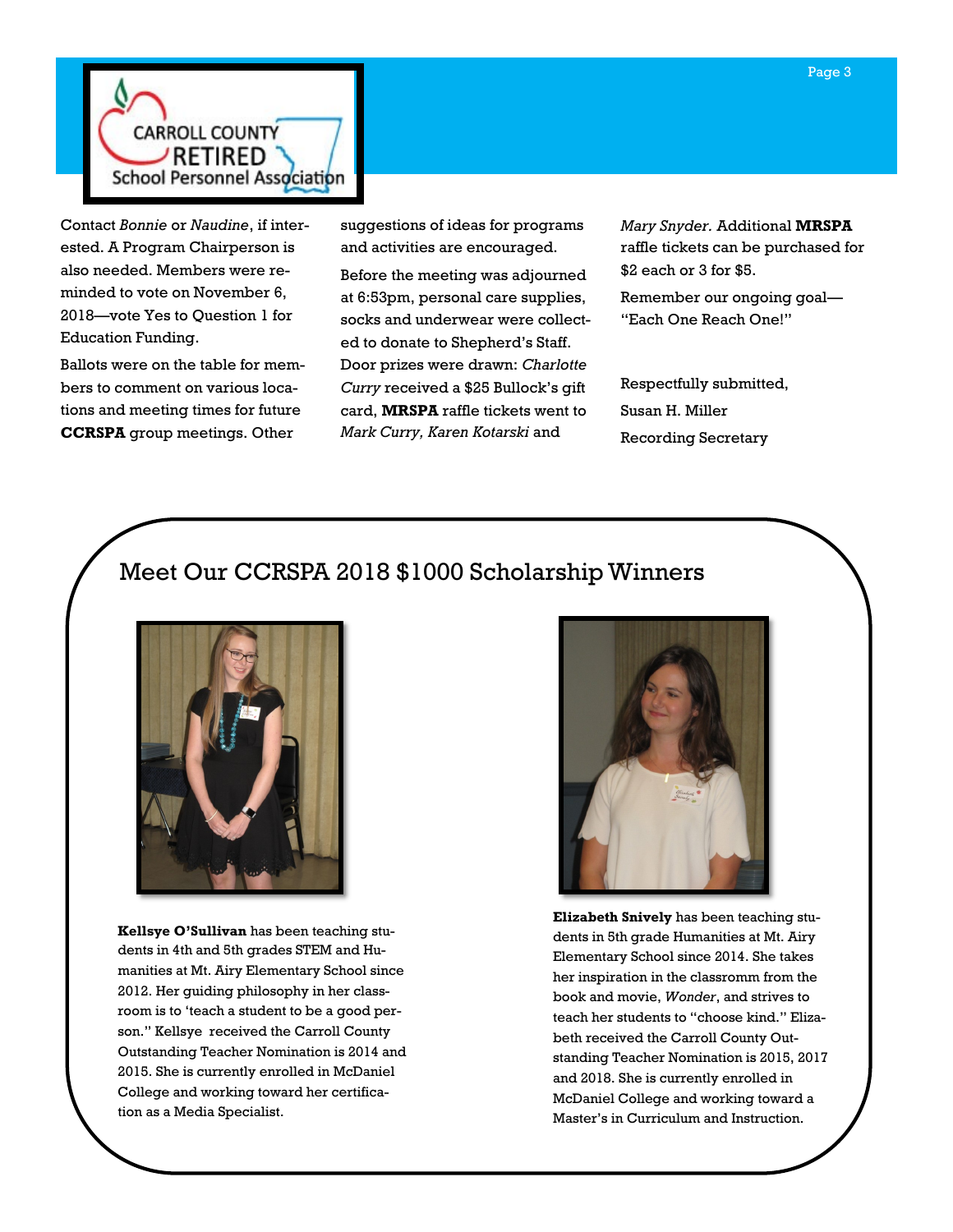CARROLL COUNTY RETIRED School Personnel Association

Contact *Bonnie* or *Naudine*, if interested. A Program Chairperson is also needed. Members were reminded to vote on November 6, 2018—vote Yes to Question 1 for Education Funding.

Ballots were on the table for members to comment on various locations and meeting times for future **CCRSPA** group meetings. Other suggestions of ideas for programs and activities are encouraged.

Before the meeting was adjourned at 6:53pm, personal care supplies, socks and underwear were collected to donate to Shepherd's Staff. Door prizes were drawn: *Charlotte Curry* received a $25 Bullock's gift card, **MRSPA** raffle tickets went to *Mark Curry, Karen Kotarski* and *Mary Snyder.* Additional **MRSPA** raffle tickets can be purchased for $2 each or 3 for $5.

Remember our ongoing goal—"Each One Reach One!"

Respectfully submitted,
Susan H. Miller
Recording Secretary

## Meet Our CCRSPA 2018 $1000 Scholarship Winners

**Kellsye O'Sullivan** has been teaching students in 4th and 5th grades STEM and Humanities at Mt. Airy Elementary School since 2012. Her guiding philosophy in her classroom is to 'teach a student to be a good person." Kellsye received the Carroll County Outstanding Teacher Nomination is 2014 and 2015. She is currently enrolled in McDaniel College and working toward her certification as a Media Specialist.

**Elizabeth Snively** has been teaching students in 5th grade Humanities at Mt. Airy Elementary School since 2014. She takes her inspiration in the classromm from the book and movie, *Wonder*, and strives to teach her students to "choose kind." Elizabeth received the Carroll County Outstanding Teacher Nomination is 2015, 2017 and 2018. She is currently enrolled in McDaniel College and working toward a Master's in Curriculum and Instruction.